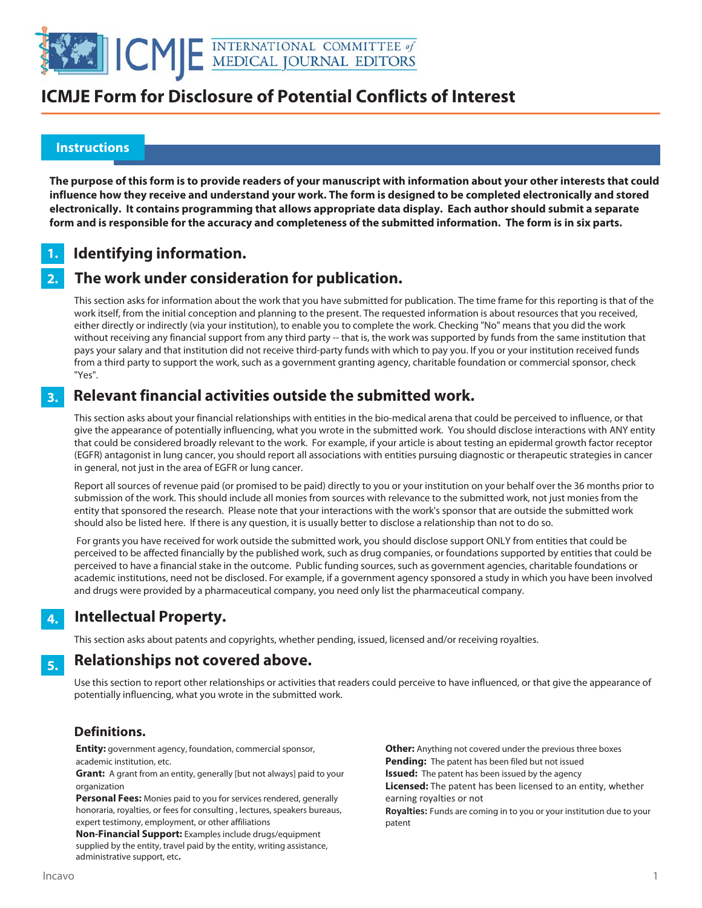# ICMJE Form for Disclosure of Potential Conflicts of Interest

## Instructions

**The purpose of this form is to provide readers of your manuscript with information about your other interests that could influence how they receive and understand your work. The form is designed to be completed electronically and stored electronically. It contains programming that allows appropriate data display. Each author should submit a separate form and is responsible for the accuracy and completeness of the submitted information. The form is in six parts.**

### 1. Identifying information.

### 2. The work under consideration for publication.

This section asks for information about the work that you have submitted for publication. The time frame for this reporting is that of the work itself, from the initial conception and planning to the present. The requested information is about resources that you received, either directly or indirectly (via your institution), to enable you to complete the work. Checking "No" means that you did the work without receiving any financial support from any third party -- that is, the work was supported by funds from the same institution that pays your salary and that institution did not receive third-party funds with which to pay you. If you or your institution received funds from a third party to support the work, such as a government granting agency, charitable foundation or commercial sponsor, check "Yes".

### 3. Relevant financial activities outside the submitted work.

This section asks about your financial relationships with entities in the bio-medical arena that could be perceived to influence, or that give the appearance of potentially influencing, what you wrote in the submitted work. You should disclose interactions with ANY entity that could be considered broadly relevant to the work. For example, if your article is about testing an epidermal growth factor receptor (EGFR) antagonist in lung cancer, you should report all associations with entities pursuing diagnostic or therapeutic strategies in cancer in general, not just in the area of EGFR or lung cancer.

Report all sources of revenue paid (or promised to be paid) directly to you or your institution on your behalf over the 36 months prior to submission of the work. This should include all monies from sources with relevance to the submitted work, not just monies from the entity that sponsored the research. Please note that your interactions with the work's sponsor that are outside the submitted work should also be listed here. If there is any question, it is usually better to disclose a relationship than not to do so.

For grants you have received for work outside the submitted work, you should disclose support ONLY from entities that could be perceived to be affected financially by the published work, such as drug companies, or foundations supported by entities that could be perceived to have a financial stake in the outcome. Public funding sources, such as government agencies, charitable foundations or academic institutions, need not be disclosed. For example, if a government agency sponsored a study in which you have been involved and drugs were provided by a pharmaceutical company, you need only list the pharmaceutical company.

### 4. Intellectual Property.

This section asks about patents and copyrights, whether pending, issued, licensed and/or receiving royalties.

### 5. Relationships not covered above.

Use this section to report other relationships or activities that readers could perceive to have influenced, or that give the appearance of potentially influencing, what you wrote in the submitted work.

### Definitions.

**Entity:** government agency, foundation, commercial sponsor, academic institution, etc.

**Grant:** A grant from an entity, generally [but not always] paid to your organization

**Personal Fees:** Monies paid to you for services rendered, generally honoraria, royalties, or fees for consulting , lectures, speakers bureaus, expert testimony, employment, or other affiliations

**Non-Financial Support:** Examples include drugs/equipment supplied by the entity, travel paid by the entity, writing assistance, administrative support, etc**.**

**Other:** Anything not covered under the previous three boxes

**Pending:** The patent has been filed but not issued

**Issued:** The patent has been issued by the agency

**Licensed:** The patent has been licensed to an entity, whether earning royalties or not

**Royalties:** Funds are coming in to you or your institution due to your patent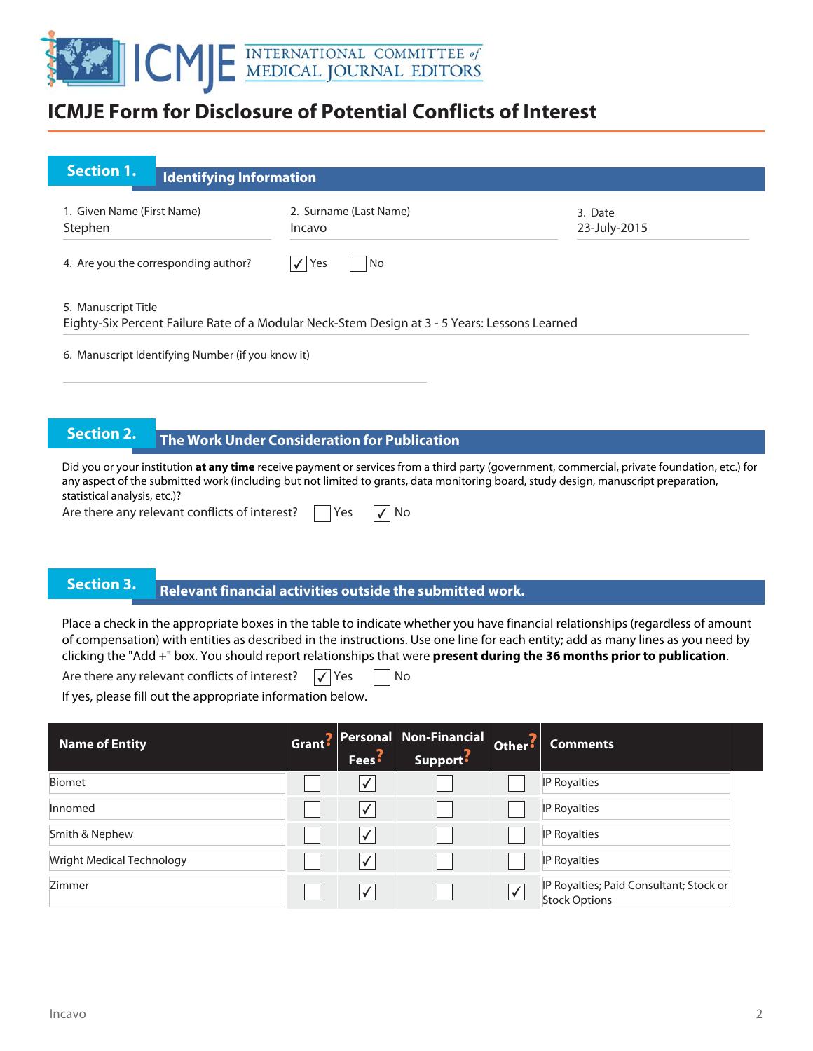# ICMJE Form for Disclosure of Potential Conflicts of Interest

## Section 1. Identifying Information

1. Given Name (First Name)
Stephen

2. Surname (Last Name)
Incavo

3. Date
23-July-2015

4. Are you the corresponding author? ☑ Yes ☐ No

5. Manuscript Title
Eighty-Six Percent Failure Rate of a Modular Neck-Stem Design at 3 - 5 Years: Lessons Learned

6. Manuscript Identifying Number (if you know it)

## Section 2. The Work Under Consideration for Publication

Did you or your institution **at any time** receive payment or services from a third party (government, commercial, private foundation, etc.) for any aspect of the submitted work (including but not limited to grants, data monitoring board, study design, manuscript preparation, statistical analysis, etc.)?

Are there any relevant conflicts of interest? ☐ Yes ☑ No

## Section 3. Relevant financial activities outside the submitted work.

Place a check in the appropriate boxes in the table to indicate whether you have financial relationships (regardless of amount of compensation) with entities as described in the instructions. Use one line for each entity; add as many lines as you need by clicking the "Add +" box. You should report relationships that were **present during the 36 months prior to publication**.

Are there any relevant conflicts of interest? ☑ Yes ☐ No

If yes, please fill out the appropriate information below.

| Name of Entity | Grant? | Personal Fees? | Non-Financial Support? | Other? | Comments |
|---|---|---|---|---|---|
| Biomet | ☐ | ☑ | ☐ | ☐ | IP Royalties |
| Innomed | ☐ | ☑ | ☐ | ☐ | IP Royalties |
| Smith & Nephew | ☐ | ☑ | ☐ | ☐ | IP Royalties |
| Wright Medical Technology | ☐ | ☑ | ☐ | ☐ | IP Royalties |
| Zimmer | ☐ | ☑ | ☐ | ☑ | IP Royalties; Paid Consultant; Stock or Stock Options |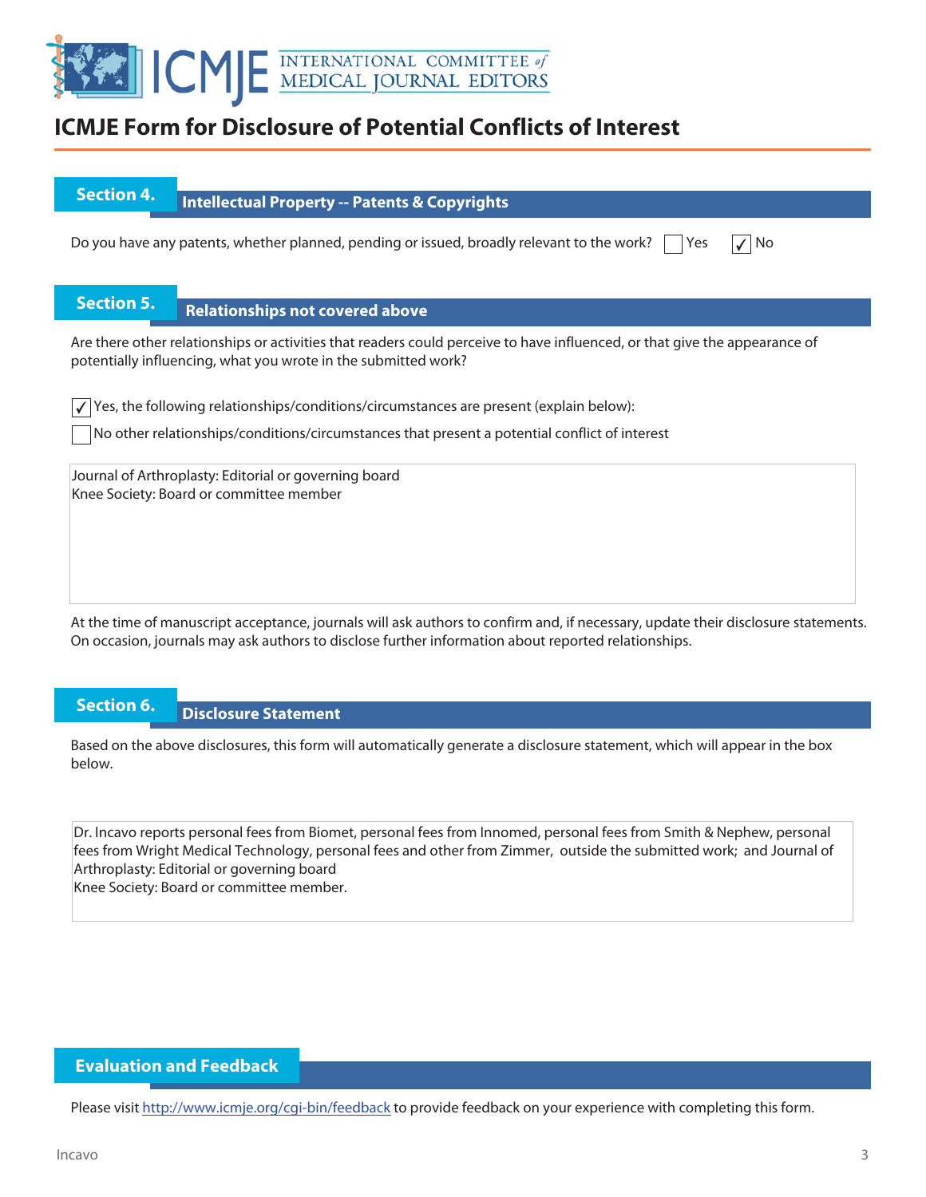# ICMJE Form for Disclosure of Potential Conflicts of Interest

## Section 4. Intellectual Property -- Patents & Copyrights

Do you have any patents, whether planned, pending or issued, broadly relevant to the work? ☐ Yes ☑ No

## Section 5. Relationships not covered above

Are there other relationships or activities that readers could perceive to have influenced, or that give the appearance of potentially influencing, what you wrote in the submitted work?

☑ Yes, the following relationships/conditions/circumstances are present (explain below):

☐ No other relationships/conditions/circumstances that present a potential conflict of interest

Journal of Arthroplasty: Editorial or governing board
Knee Society: Board or committee member

At the time of manuscript acceptance, journals will ask authors to confirm and, if necessary, update their disclosure statements. On occasion, journals may ask authors to disclose further information about reported relationships.

## Section 6. Disclosure Statement

Based on the above disclosures, this form will automatically generate a disclosure statement, which will appear in the box below.

Dr. Incavo reports personal fees from Biomet, personal fees from Innomed, personal fees from Smith & Nephew, personal fees from Wright Medical Technology, personal fees and other from Zimmer, outside the submitted work; and Journal of Arthroplasty: Editorial or governing board
Knee Society: Board or committee member.

## Evaluation and Feedback

Please visit http://www.icmje.org/cgi-bin/feedback to provide feedback on your experience with completing this form.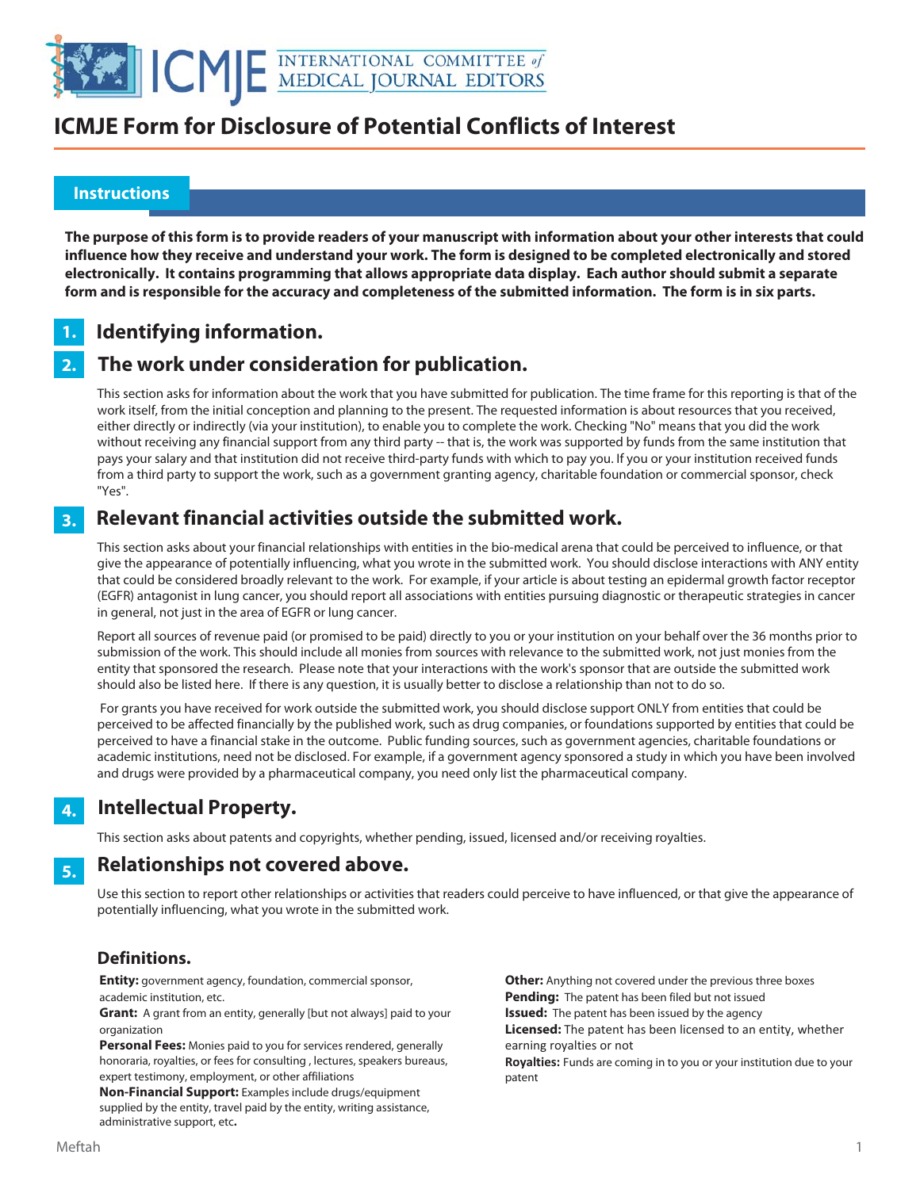# ICMJE Form for Disclosure of Potential Conflicts of Interest

## Instructions

**The purpose of this form is to provide readers of your manuscript with information about your other interests that could influence how they receive and understand your work. The form is designed to be completed electronically and stored electronically. It contains programming that allows appropriate data display. Each author should submit a separate form and is responsible for the accuracy and completeness of the submitted information. The form is in six parts.**

### 1. Identifying information.

### 2. The work under consideration for publication.

This section asks for information about the work that you have submitted for publication. The time frame for this reporting is that of the work itself, from the initial conception and planning to the present. The requested information is about resources that you received, either directly or indirectly (via your institution), to enable you to complete the work. Checking "No" means that you did the work without receiving any financial support from any third party -- that is, the work was supported by funds from the same institution that pays your salary and that institution did not receive third-party funds with which to pay you. If you or your institution received funds from a third party to support the work, such as a government granting agency, charitable foundation or commercial sponsor, check "Yes".

### 3. Relevant financial activities outside the submitted work.

This section asks about your financial relationships with entities in the bio-medical arena that could be perceived to influence, or that give the appearance of potentially influencing, what you wrote in the submitted work. You should disclose interactions with ANY entity that could be considered broadly relevant to the work. For example, if your article is about testing an epidermal growth factor receptor (EGFR) antagonist in lung cancer, you should report all associations with entities pursuing diagnostic or therapeutic strategies in cancer in general, not just in the area of EGFR or lung cancer.

Report all sources of revenue paid (or promised to be paid) directly to you or your institution on your behalf over the 36 months prior to submission of the work. This should include all monies from sources with relevance to the submitted work, not just monies from the entity that sponsored the research. Please note that your interactions with the work's sponsor that are outside the submitted work should also be listed here. If there is any question, it is usually better to disclose a relationship than not to do so.

For grants you have received for work outside the submitted work, you should disclose support ONLY from entities that could be perceived to be affected financially by the published work, such as drug companies, or foundations supported by entities that could be perceived to have a financial stake in the outcome. Public funding sources, such as government agencies, charitable foundations or academic institutions, need not be disclosed. For example, if a government agency sponsored a study in which you have been involved and drugs were provided by a pharmaceutical company, you need only list the pharmaceutical company.

### 4. Intellectual Property.

This section asks about patents and copyrights, whether pending, issued, licensed and/or receiving royalties.

### 5. Relationships not covered above.

Use this section to report other relationships or activities that readers could perceive to have influenced, or that give the appearance of potentially influencing, what you wrote in the submitted work.

### Definitions.

**Entity:** government agency, foundation, commercial sponsor, academic institution, etc.

**Grant:** A grant from an entity, generally [but not always] paid to your organization

**Personal Fees:** Monies paid to you for services rendered, generally honoraria, royalties, or fees for consulting , lectures, speakers bureaus, expert testimony, employment, or other affiliations

**Non-Financial Support:** Examples include drugs/equipment supplied by the entity, travel paid by the entity, writing assistance, administrative support, etc**.**

**Other:** Anything not covered under the previous three boxes

**Pending:** The patent has been filed but not issued

**Issued:** The patent has been issued by the agency

**Licensed:** The patent has been licensed to an entity, whether earning royalties or not

**Royalties:** Funds are coming in to you or your institution due to your patent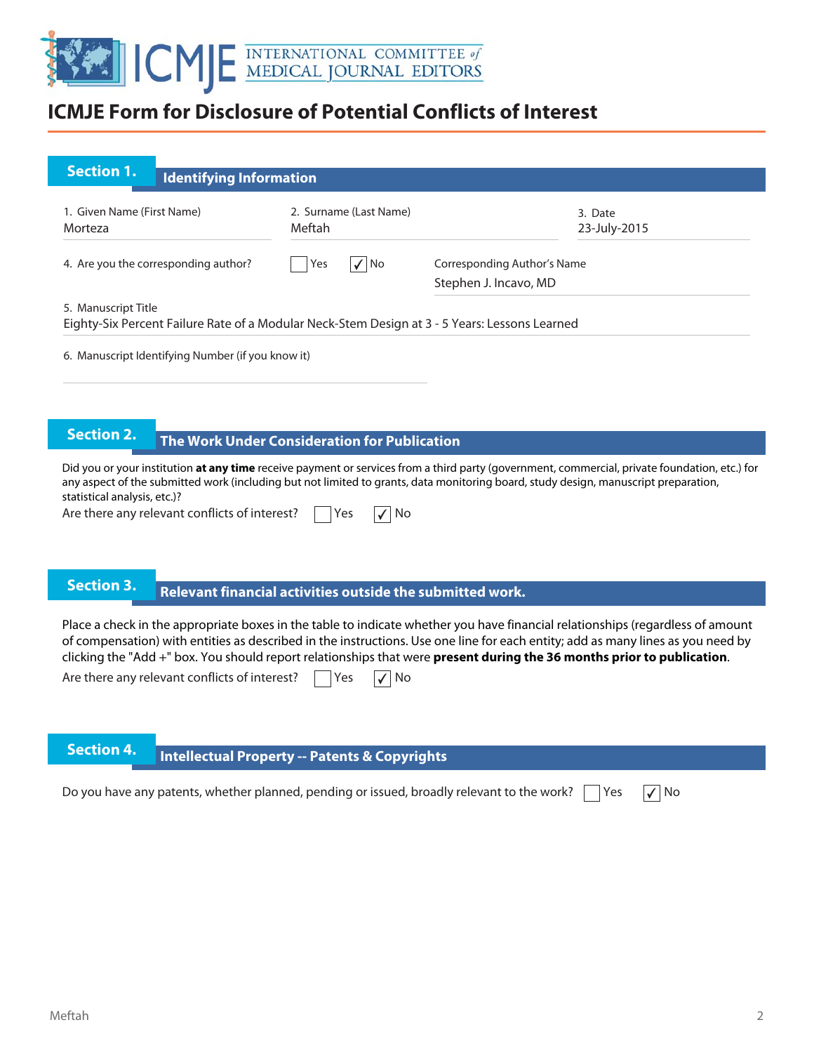# ICMJE Form for Disclosure of Potential Conflicts of Interest

## Section 1. Identifying Information

1. Given Name (First Name)
Morteza

2. Surname (Last Name)
Meftah

3. Date
23-July-2015

4. Are you the corresponding author? ☐ Yes ☑ No

Corresponding Author's Name
Stephen J. Incavo, MD

5. Manuscript Title
Eighty-Six Percent Failure Rate of a Modular Neck-Stem Design at 3 - 5 Years: Lessons Learned

6. Manuscript Identifying Number (if you know it)

## Section 2. The Work Under Consideration for Publication

Did you or your institution **at any time** receive payment or services from a third party (government, commercial, private foundation, etc.) for any aspect of the submitted work (including but not limited to grants, data monitoring board, study design, manuscript preparation, statistical analysis, etc.)?

Are there any relevant conflicts of interest? ☐ Yes ☑ No

## Section 3. Relevant financial activities outside the submitted work.

Place a check in the appropriate boxes in the table to indicate whether you have financial relationships (regardless of amount of compensation) with entities as described in the instructions. Use one line for each entity; add as many lines as you need by clicking the "Add +" box. You should report relationships that were **present during the 36 months prior to publication**.

Are there any relevant conflicts of interest? ☐ Yes ☑ No

## Section 4. Intellectual Property -- Patents & Copyrights

Do you have any patents, whether planned, pending or issued, broadly relevant to the work? ☐ Yes ☑ No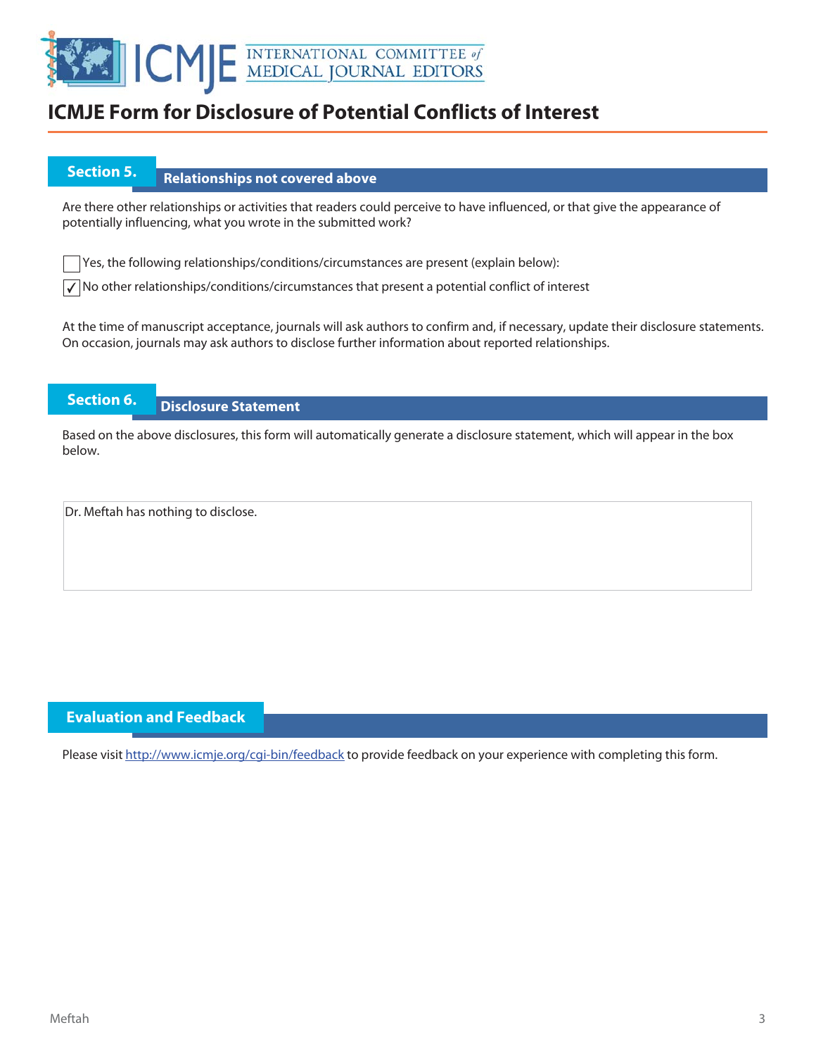# ICMJE Form for Disclosure of Potential Conflicts of Interest

## Section 5. Relationships not covered above

Are there other relationships or activities that readers could perceive to have influenced, or that give the appearance of potentially influencing, what you wrote in the submitted work?

- [ ] Yes, the following relationships/conditions/circumstances are present (explain below):
- [x] No other relationships/conditions/circumstances that present a potential conflict of interest

At the time of manuscript acceptance, journals will ask authors to confirm and, if necessary, update their disclosure statements. On occasion, journals may ask authors to disclose further information about reported relationships.

## Section 6. Disclosure Statement

Based on the above disclosures, this form will automatically generate a disclosure statement, which will appear in the box below.

Dr. Meftah has nothing to disclose.

## Evaluation and Feedback

Please visit http://www.icmje.org/cgi-bin/feedback to provide feedback on your experience with completing this form.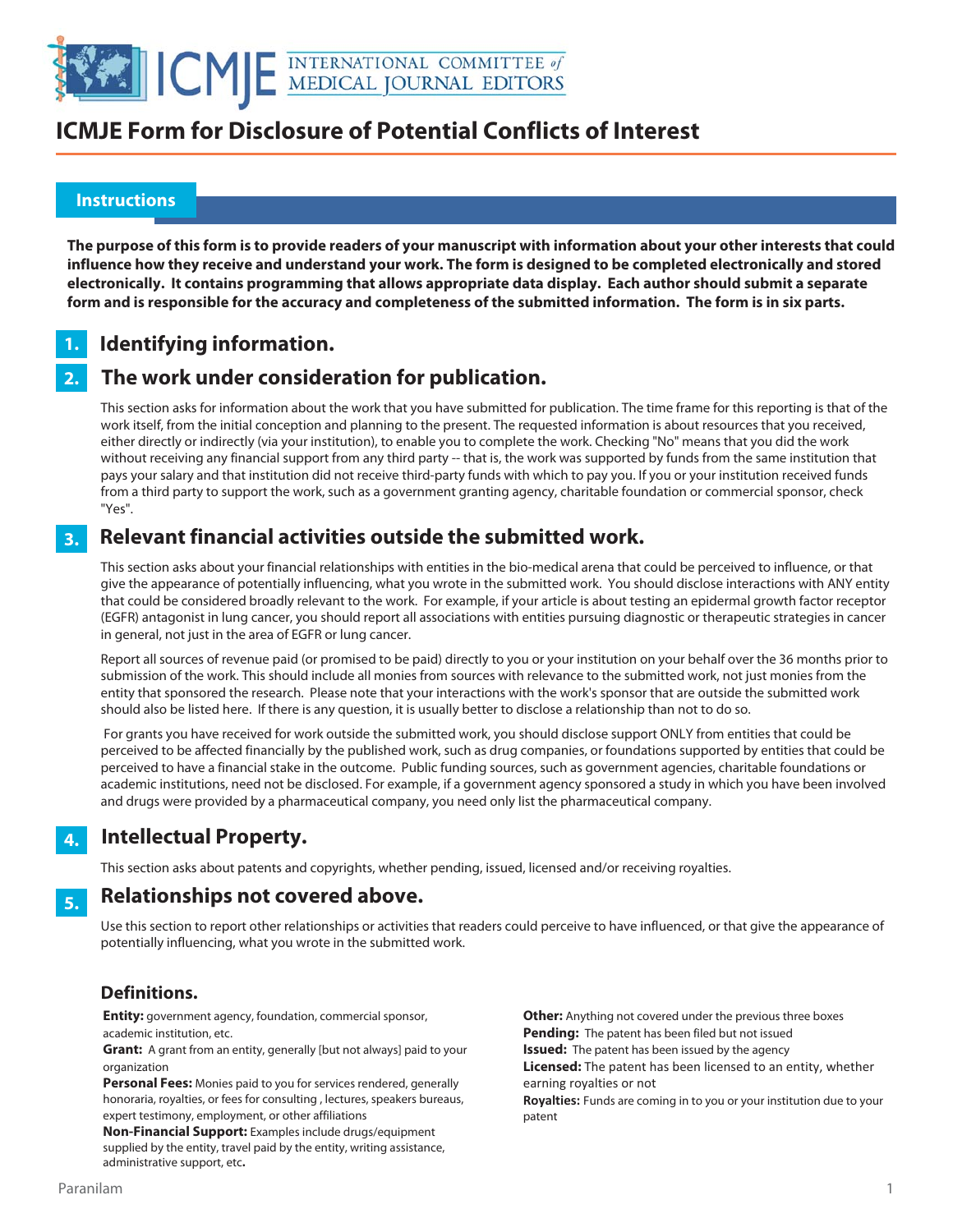# ICMJE Form for Disclosure of Potential Conflicts of Interest

## Instructions

**The purpose of this form is to provide readers of your manuscript with information about your other interests that could influence how they receive and understand your work. The form is designed to be completed electronically and stored electronically. It contains programming that allows appropriate data display. Each author should submit a separate form and is responsible for the accuracy and completeness of the submitted information. The form is in six parts.**

## 1. Identifying information.

## 2. The work under consideration for publication.

This section asks for information about the work that you have submitted for publication. The time frame for this reporting is that of the work itself, from the initial conception and planning to the present. The requested information is about resources that you received, either directly or indirectly (via your institution), to enable you to complete the work. Checking "No" means that you did the work without receiving any financial support from any third party -- that is, the work was supported by funds from the same institution that pays your salary and that institution did not receive third-party funds with which to pay you. If you or your institution received funds from a third party to support the work, such as a government granting agency, charitable foundation or commercial sponsor, check "Yes".

## 3. Relevant financial activities outside the submitted work.

This section asks about your financial relationships with entities in the bio-medical arena that could be perceived to influence, or that give the appearance of potentially influencing, what you wrote in the submitted work. You should disclose interactions with ANY entity that could be considered broadly relevant to the work. For example, if your article is about testing an epidermal growth factor receptor (EGFR) antagonist in lung cancer, you should report all associations with entities pursuing diagnostic or therapeutic strategies in cancer in general, not just in the area of EGFR or lung cancer.

Report all sources of revenue paid (or promised to be paid) directly to you or your institution on your behalf over the 36 months prior to submission of the work. This should include all monies from sources with relevance to the submitted work, not just monies from the entity that sponsored the research. Please note that your interactions with the work's sponsor that are outside the submitted work should also be listed here. If there is any question, it is usually better to disclose a relationship than not to do so.

For grants you have received for work outside the submitted work, you should disclose support ONLY from entities that could be perceived to be affected financially by the published work, such as drug companies, or foundations supported by entities that could be perceived to have a financial stake in the outcome. Public funding sources, such as government agencies, charitable foundations or academic institutions, need not be disclosed. For example, if a government agency sponsored a study in which you have been involved and drugs were provided by a pharmaceutical company, you need only list the pharmaceutical company.

## 4. Intellectual Property.

This section asks about patents and copyrights, whether pending, issued, licensed and/or receiving royalties.

## 5. Relationships not covered above.

Use this section to report other relationships or activities that readers could perceive to have influenced, or that give the appearance of potentially influencing, what you wrote in the submitted work.

### Definitions.

**Entity:** government agency, foundation, commercial sponsor, academic institution, etc.

**Grant:** A grant from an entity, generally [but not always] paid to your organization

**Personal Fees:** Monies paid to you for services rendered, generally honoraria, royalties, or fees for consulting , lectures, speakers bureaus, expert testimony, employment, or other affiliations

**Non-Financial Support:** Examples include drugs/equipment supplied by the entity, travel paid by the entity, writing assistance, administrative support, etc**.**

**Other:** Anything not covered under the previous three boxes

**Pending:** The patent has been filed but not issued

**Issued:** The patent has been issued by the agency

**Licensed:** The patent has been licensed to an entity, whether earning royalties or not

**Royalties:** Funds are coming in to you or your institution due to your patent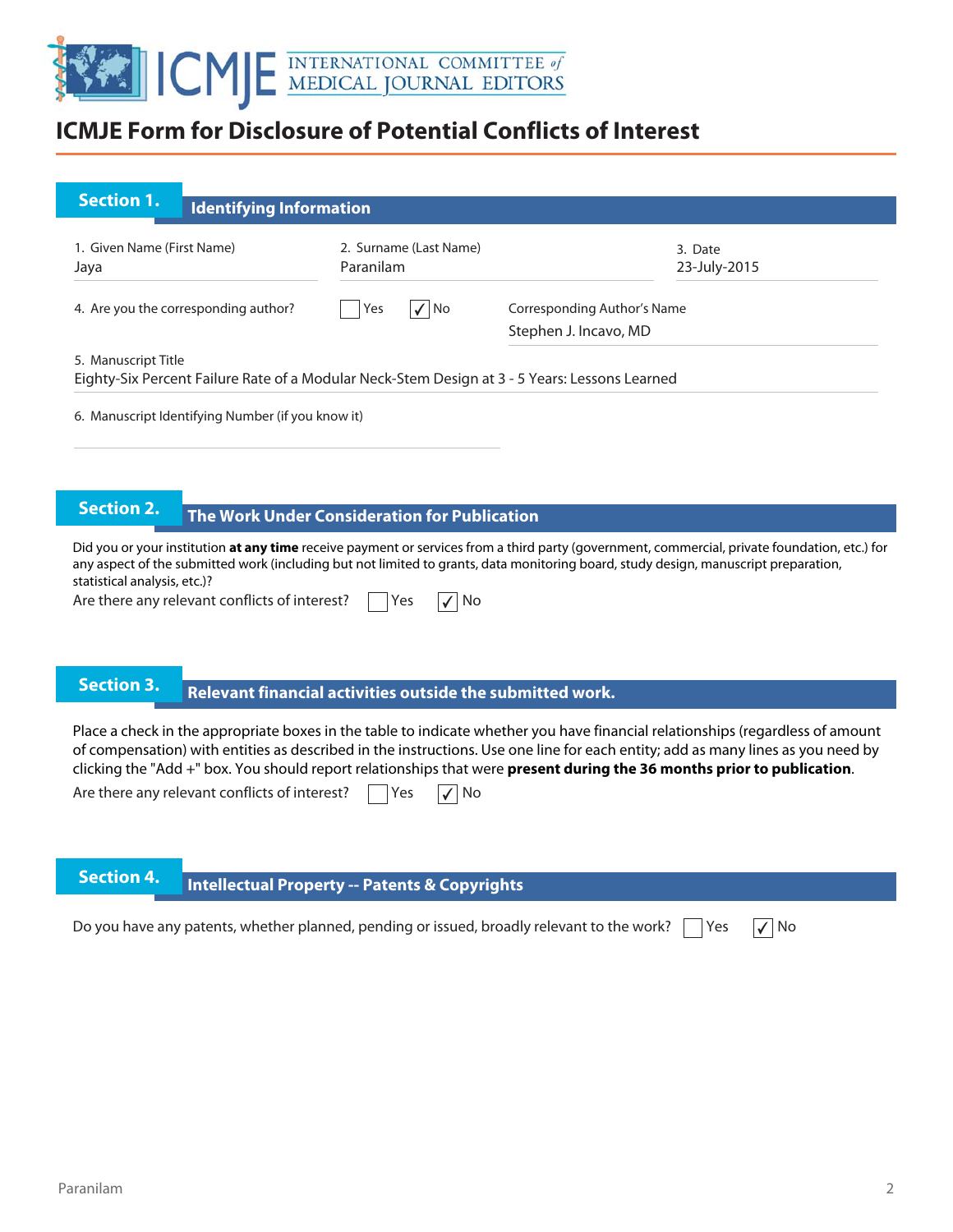# ICMJE Form for Disclosure of Potential Conflicts of Interest

## Section 1. Identifying Information

1. Given Name (First Name): Jaya
2. Surname (Last Name): Paranilam
3. Date: 23-July-2015

4. Are you the corresponding author? ☐ Yes ☑ No

Corresponding Author's Name: Stephen J. Incavo, MD

5. Manuscript Title: Eighty-Six Percent Failure Rate of a Modular Neck-Stem Design at 3 - 5 Years: Lessons Learned

6. Manuscript Identifying Number (if you know it):

## Section 2. The Work Under Consideration for Publication

Did you or your institution **at any time** receive payment or services from a third party (government, commercial, private foundation, etc.) for any aspect of the submitted work (including but not limited to grants, data monitoring board, study design, manuscript preparation, statistical analysis, etc.)?

Are there any relevant conflicts of interest? ☐ Yes ☑ No

## Section 3. Relevant financial activities outside the submitted work.

Place a check in the appropriate boxes in the table to indicate whether you have financial relationships (regardless of amount of compensation) with entities as described in the instructions. Use one line for each entity; add as many lines as you need by clicking the "Add +" box. You should report relationships that were **present during the 36 months prior to publication**.

Are there any relevant conflicts of interest? ☐ Yes ☑ No

## Section 4. Intellectual Property -- Patents & Copyrights

Do you have any patents, whether planned, pending or issued, broadly relevant to the work? ☐ Yes ☑ No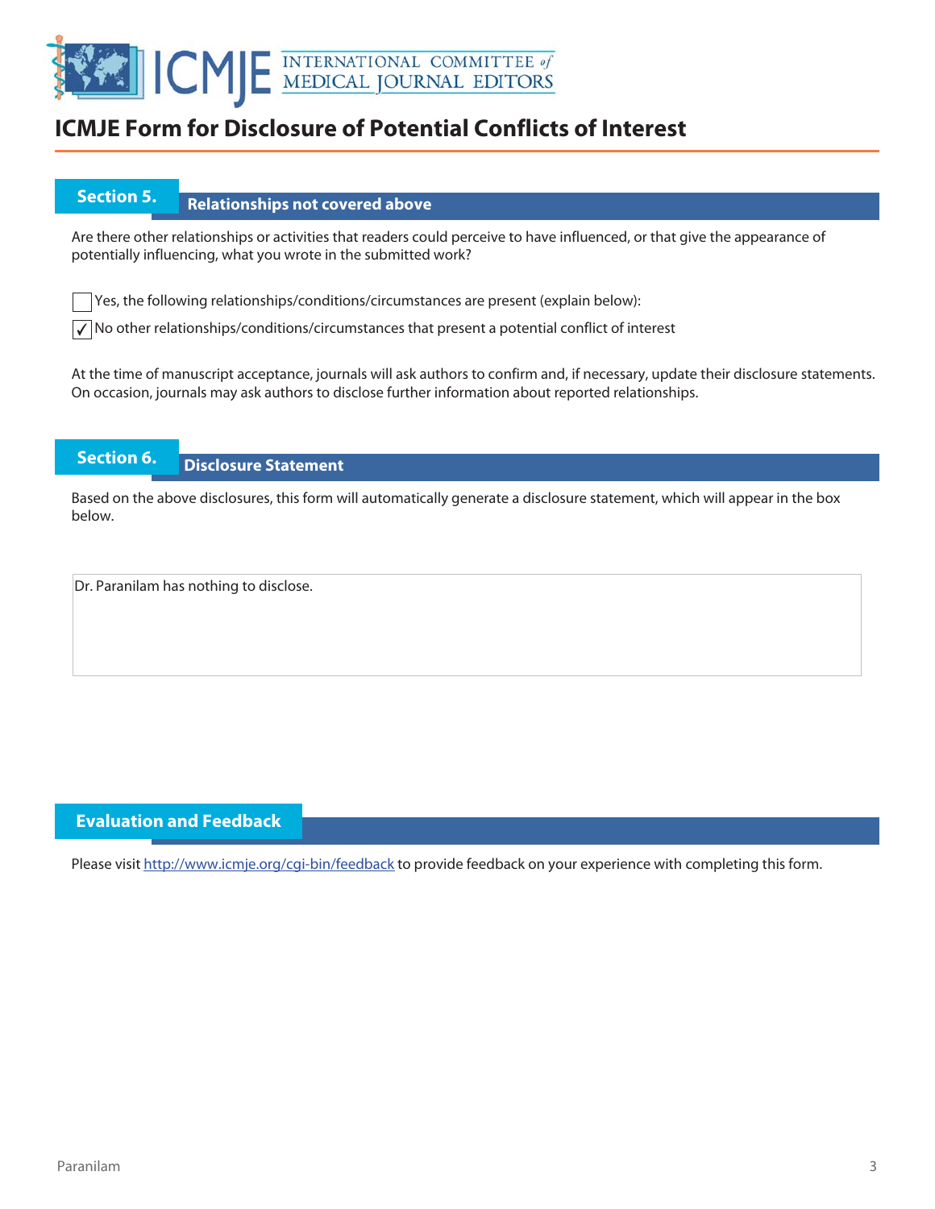# ICMJE Form for Disclosure of Potential Conflicts of Interest

## Section 5. Relationships not covered above

Are there other relationships or activities that readers could perceive to have influenced, or that give the appearance of potentially influencing, what you wrote in the submitted work?

☐ Yes, the following relationships/conditions/circumstances are present (explain below):

☑ No other relationships/conditions/circumstances that present a potential conflict of interest

At the time of manuscript acceptance, journals will ask authors to confirm and, if necessary, update their disclosure statements. On occasion, journals may ask authors to disclose further information about reported relationships.

## Section 6. Disclosure Statement

Based on the above disclosures, this form will automatically generate a disclosure statement, which will appear in the box below.

> Dr. Paranilam has nothing to disclose.

## Evaluation and Feedback

Please visit http://www.icmje.org/cgi-bin/feedback to provide feedback on your experience with completing this form.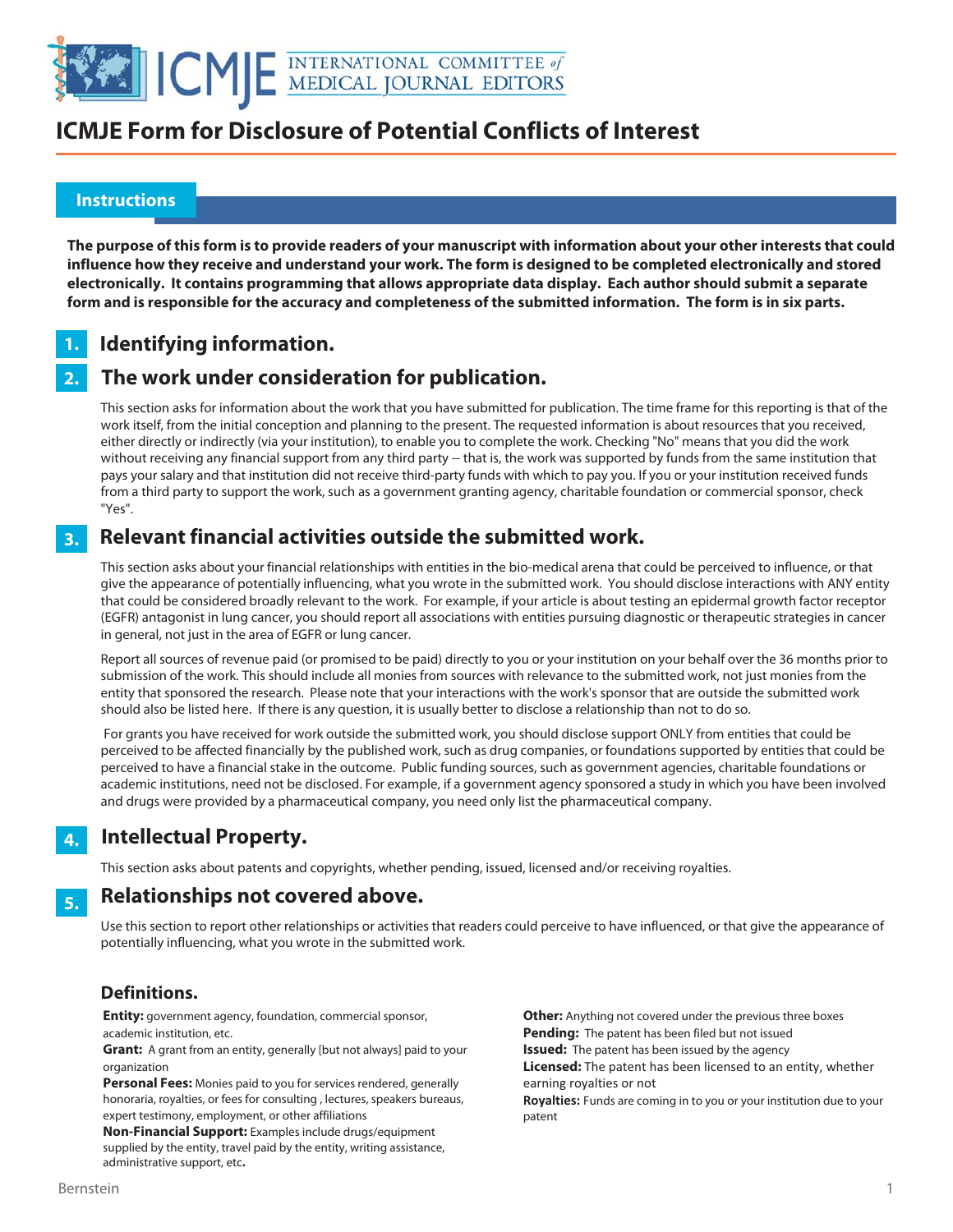# ICMJE Form for Disclosure of Potential Conflicts of Interest

## Instructions

**The purpose of this form is to provide readers of your manuscript with information about your other interests that could influence how they receive and understand your work. The form is designed to be completed electronically and stored electronically. It contains programming that allows appropriate data display. Each author should submit a separate form and is responsible for the accuracy and completeness of the submitted information. The form is in six parts.**

## 1. Identifying information.

## 2. The work under consideration for publication.

This section asks for information about the work that you have submitted for publication. The time frame for this reporting is that of the work itself, from the initial conception and planning to the present. The requested information is about resources that you received, either directly or indirectly (via your institution), to enable you to complete the work. Checking "No" means that you did the work without receiving any financial support from any third party -- that is, the work was supported by funds from the same institution that pays your salary and that institution did not receive third-party funds with which to pay you. If you or your institution received funds from a third party to support the work, such as a government granting agency, charitable foundation or commercial sponsor, check "Yes".

## 3. Relevant financial activities outside the submitted work.

This section asks about your financial relationships with entities in the bio-medical arena that could be perceived to influence, or that give the appearance of potentially influencing, what you wrote in the submitted work. You should disclose interactions with ANY entity that could be considered broadly relevant to the work. For example, if your article is about testing an epidermal growth factor receptor (EGFR) antagonist in lung cancer, you should report all associations with entities pursuing diagnostic or therapeutic strategies in cancer in general, not just in the area of EGFR or lung cancer.

Report all sources of revenue paid (or promised to be paid) directly to you or your institution on your behalf over the 36 months prior to submission of the work. This should include all monies from sources with relevance to the submitted work, not just monies from the entity that sponsored the research. Please note that your interactions with the work's sponsor that are outside the submitted work should also be listed here. If there is any question, it is usually better to disclose a relationship than not to do so.

For grants you have received for work outside the submitted work, you should disclose support ONLY from entities that could be perceived to be affected financially by the published work, such as drug companies, or foundations supported by entities that could be perceived to have a financial stake in the outcome. Public funding sources, such as government agencies, charitable foundations or academic institutions, need not be disclosed. For example, if a government agency sponsored a study in which you have been involved and drugs were provided by a pharmaceutical company, you need only list the pharmaceutical company.

## 4. Intellectual Property.

This section asks about patents and copyrights, whether pending, issued, licensed and/or receiving royalties.

## 5. Relationships not covered above.

Use this section to report other relationships or activities that readers could perceive to have influenced, or that give the appearance of potentially influencing, what you wrote in the submitted work.

### Definitions.

**Entity:** government agency, foundation, commercial sponsor, academic institution, etc.

**Grant:** A grant from an entity, generally [but not always] paid to your organization

**Personal Fees:** Monies paid to you for services rendered, generally honoraria, royalties, or fees for consulting , lectures, speakers bureaus, expert testimony, employment, or other affiliations

**Non-Financial Support:** Examples include drugs/equipment supplied by the entity, travel paid by the entity, writing assistance, administrative support, etc**.**

**Other:** Anything not covered under the previous three boxes

**Pending:** The patent has been filed but not issued

**Issued:** The patent has been issued by the agency

**Licensed:** The patent has been licensed to an entity, whether earning royalties or not

**Royalties:** Funds are coming in to you or your institution due to your patent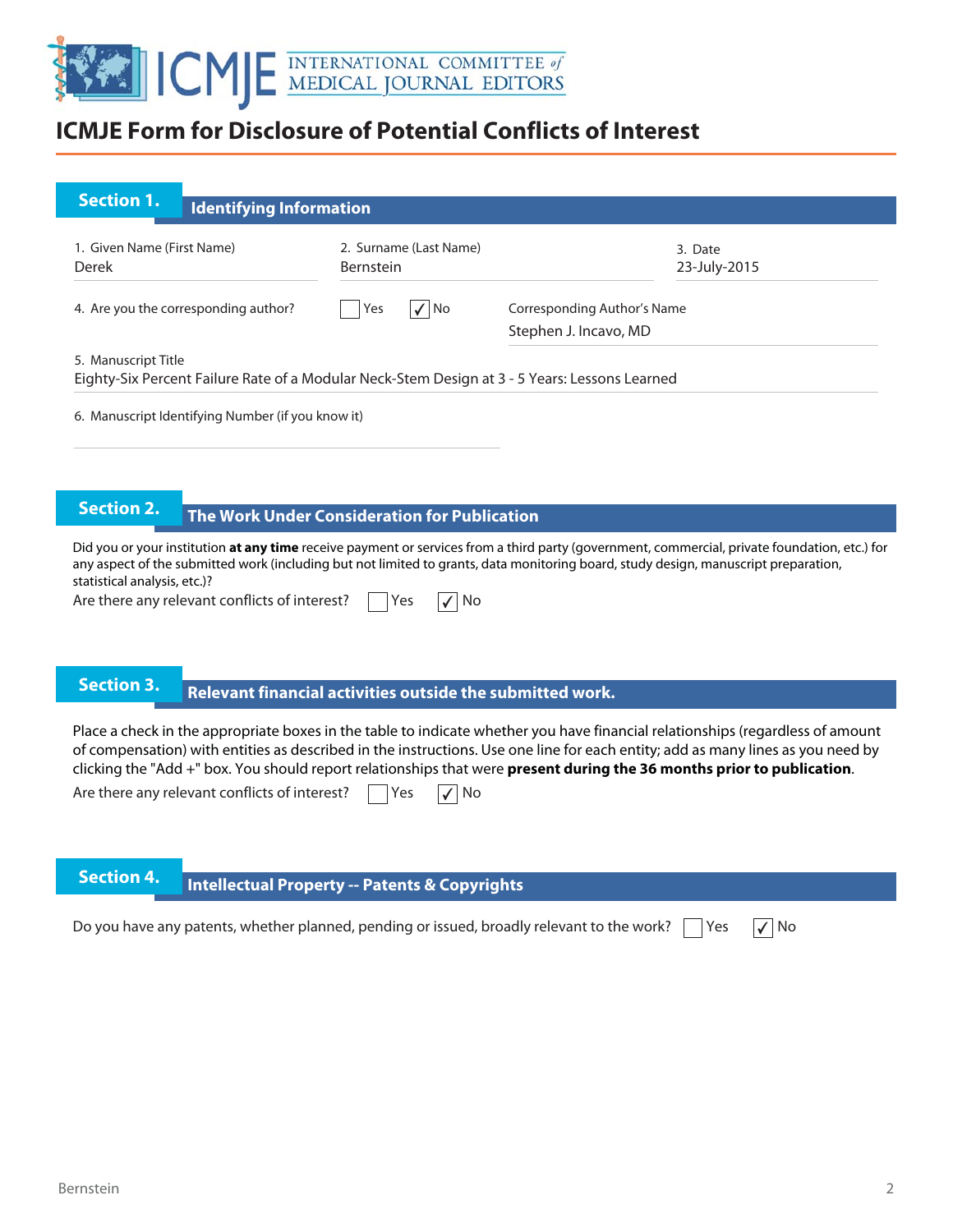# ICMJE Form for Disclosure of Potential Conflicts of Interest

## Section 1. Identifying Information

1. Given Name (First Name)
Derek

2. Surname (Last Name)
Bernstein

3. Date
23-July-2015

4. Are you the corresponding author? ☐ Yes ☑ No

Corresponding Author's Name
Stephen J. Incavo, MD

5. Manuscript Title
Eighty-Six Percent Failure Rate of a Modular Neck-Stem Design at 3 - 5 Years: Lessons Learned

6. Manuscript Identifying Number (if you know it)

## Section 2. The Work Under Consideration for Publication

Did you or your institution **at any time** receive payment or services from a third party (government, commercial, private foundation, etc.) for any aspect of the submitted work (including but not limited to grants, data monitoring board, study design, manuscript preparation, statistical analysis, etc.)?

Are there any relevant conflicts of interest? ☐ Yes ☑ No

## Section 3. Relevant financial activities outside the submitted work.

Place a check in the appropriate boxes in the table to indicate whether you have financial relationships (regardless of amount of compensation) with entities as described in the instructions. Use one line for each entity; add as many lines as you need by clicking the "Add +" box. You should report relationships that were **present during the 36 months prior to publication**.

Are there any relevant conflicts of interest? ☐ Yes ☑ No

## Section 4. Intellectual Property -- Patents & Copyrights

Do you have any patents, whether planned, pending or issued, broadly relevant to the work? ☐ Yes ☑ No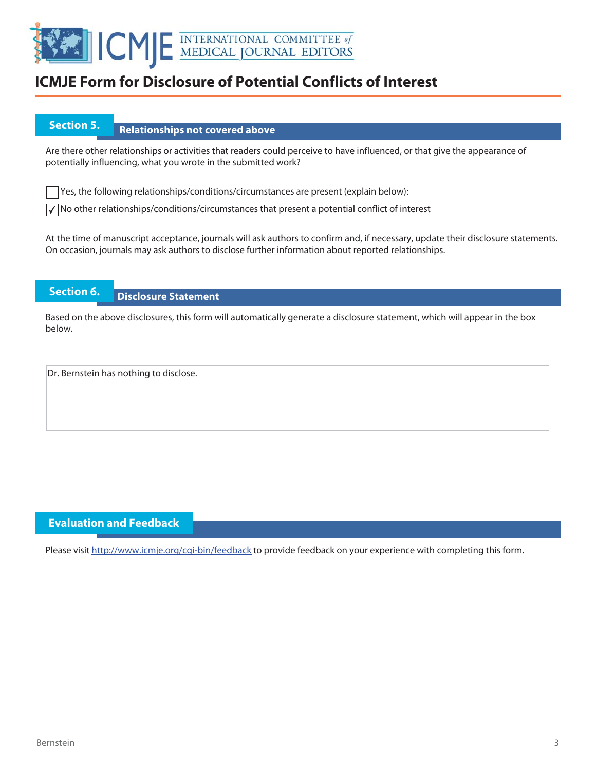# ICMJE Form for Disclosure of Potential Conflicts of Interest

## Section 5. Relationships not covered above

Are there other relationships or activities that readers could perceive to have influenced, or that give the appearance of potentially influencing, what you wrote in the submitted work?

☐ Yes, the following relationships/conditions/circumstances are present (explain below):

☑ No other relationships/conditions/circumstances that present a potential conflict of interest

At the time of manuscript acceptance, journals will ask authors to confirm and, if necessary, update their disclosure statements. On occasion, journals may ask authors to disclose further information about reported relationships.

## Section 6. Disclosure Statement

Based on the above disclosures, this form will automatically generate a disclosure statement, which will appear in the box below.

Dr. Bernstein has nothing to disclose.

## Evaluation and Feedback

Please visit http://www.icmje.org/cgi-bin/feedback to provide feedback on your experience with completing this form.